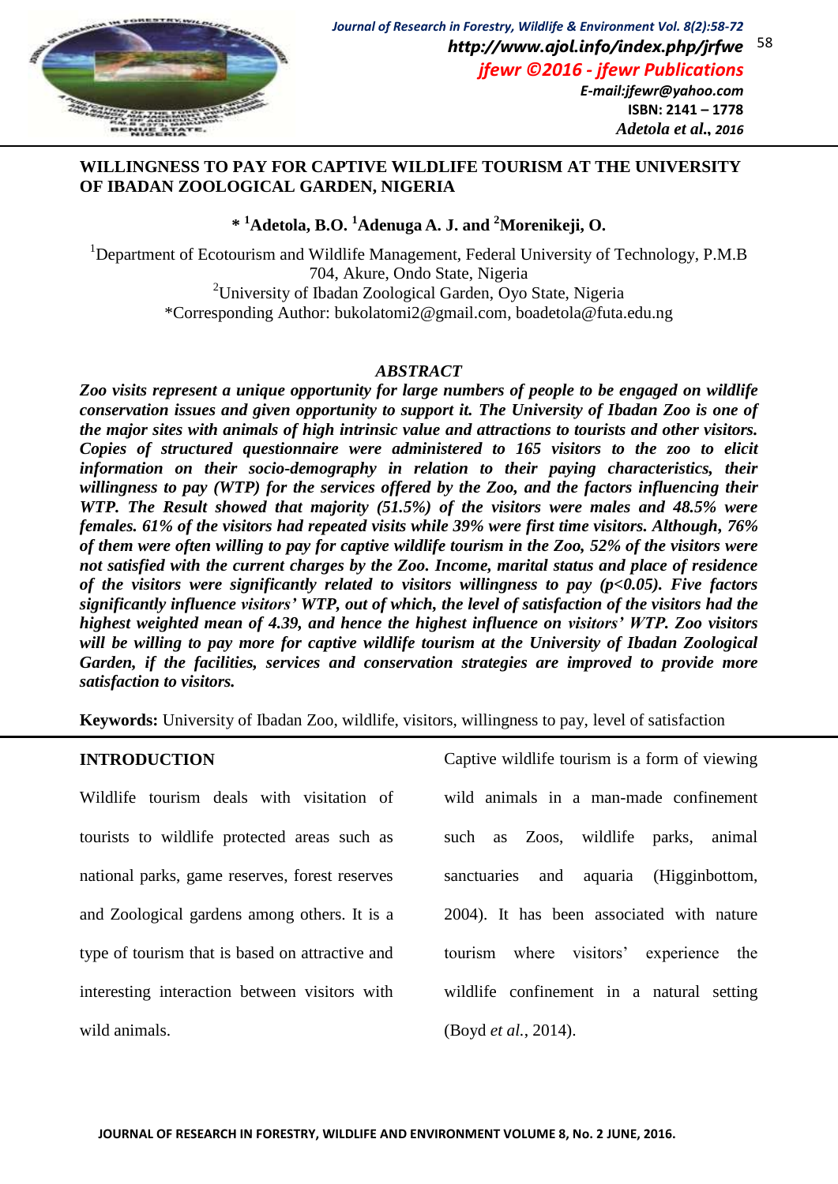# WILLINGNESS TO PAY FOR CAPTIVE WILDLIFE TOURISM AT THE UNIVERSITY OF IBADAN ZOOLOGICAL GARDEN, NIGERIA

**\* [1]Adetola, B.O. [1]Adenuga A. J. and [2]Morenikeji, O.**

[1]Department of Ecotourism and Wildlife Management, Federal University of Technology, P.M.B 704, Akure, Ondo State, Nigeria

[2]University of Ibadan Zoological Garden, Oyo State, Nigeria

*Corresponding Author: bukolatomi2@gmail.com, boadetola@futa.edu.ng

## ABSTRACT

***Zoo visits represent a unique opportunity for large numbers of people to be engaged on wildlife conservation issues and given opportunity to support it. The University of Ibadan Zoo is one of the major sites with animals of high intrinsic value and attractions to tourists and other visitors. Copies of structured questionnaire were administered to 165 visitors to the zoo to elicit information on their socio-demography in relation to their paying characteristics, their willingness to pay (WTP) for the services offered by the Zoo, and the factors influencing their WTP. The Result showed that majority (51.5%) of the visitors were males and 48.5% were females. 61% of the visitors had repeated visits while 39% were first time visitors. Although, 76% of them were often willing to pay for captive wildlife tourism in the Zoo, 52% of the visitors were not satisfied with the current charges by the Zoo. Income, marital status and place of residence of the visitors were significantly related to visitors willingness to pay (p<0.05). Five factors significantly influence visitors' WTP, out of which, the level of satisfaction of the visitors had the highest weighted mean of 4.39, and hence the highest influence on visitors' WTP. Zoo visitors will be willing to pay more for captive wildlife tourism at the University of Ibadan Zoological Garden, if the facilities, services and conservation strategies are improved to provide more satisfaction to visitors.***

**Keywords:** University of Ibadan Zoo, wildlife, visitors, willingness to pay, level of satisfaction

## INTRODUCTION

Wildlife tourism deals with visitation of tourists to wildlife protected areas such as national parks, game reserves, forest reserves and Zoological gardens among others. It is a type of tourism that is based on attractive and interesting interaction between visitors with wild animals.

Captive wildlife tourism is a form of viewing wild animals in a man-made confinement such as Zoos, wildlife parks, animal sanctuaries and aquaria (Higginbottom, 2004). It has been associated with nature tourism where visitors' experience the wildlife confinement in a natural setting (Boyd *et al.*, 2014).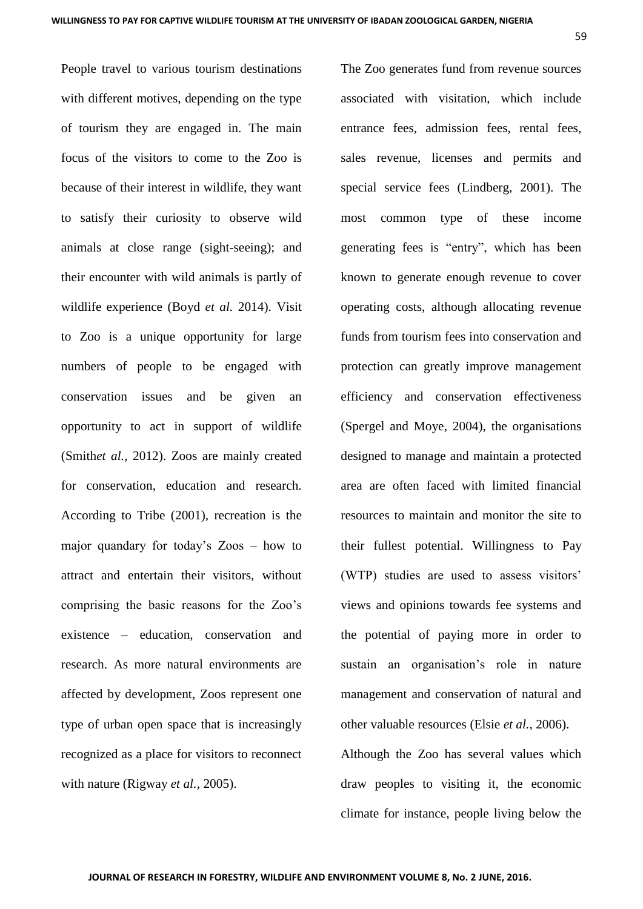People travel to various tourism destinations with different motives, depending on the type of tourism they are engaged in. The main focus of the visitors to come to the Zoo is because of their interest in wildlife, they want to satisfy their curiosity to observe wild animals at close range (sight-seeing); and their encounter with wild animals is partly of wildlife experience (Boyd *et al.* 2014). Visit to Zoo is a unique opportunity for large numbers of people to be engaged with conservation issues and be given an opportunity to act in support of wildlife (Smith*et al.,* 2012). Zoos are mainly created for conservation, education and research. According to Tribe (2001), recreation is the major quandary for today's Zoos – how to attract and entertain their visitors, without comprising the basic reasons for the Zoo's existence – education, conservation and research. As more natural environments are affected by development, Zoos represent one type of urban open space that is increasingly recognized as a place for visitors to reconnect with nature (Rigway *et al.*, 2005).

The Zoo generates fund from revenue sources associated with visitation, which include entrance fees, admission fees, rental fees, sales revenue, licenses and permits and special service fees (Lindberg, 2001). The most common type of these income generating fees is "entry", which has been known to generate enough revenue to cover operating costs, although allocating revenue funds from tourism fees into conservation and protection can greatly improve management efficiency and conservation effectiveness (Spergel and Moye, 2004), the organisations designed to manage and maintain a protected area are often faced with limited financial resources to maintain and monitor the site to their fullest potential. Willingness to Pay (WTP) studies are used to assess visitors' views and opinions towards fee systems and the potential of paying more in order to sustain an organisation's role in nature management and conservation of natural and other valuable resources (Elsie *et al.*, 2006).

Although the Zoo has several values which draw peoples to visiting it, the economic climate for instance, people living below the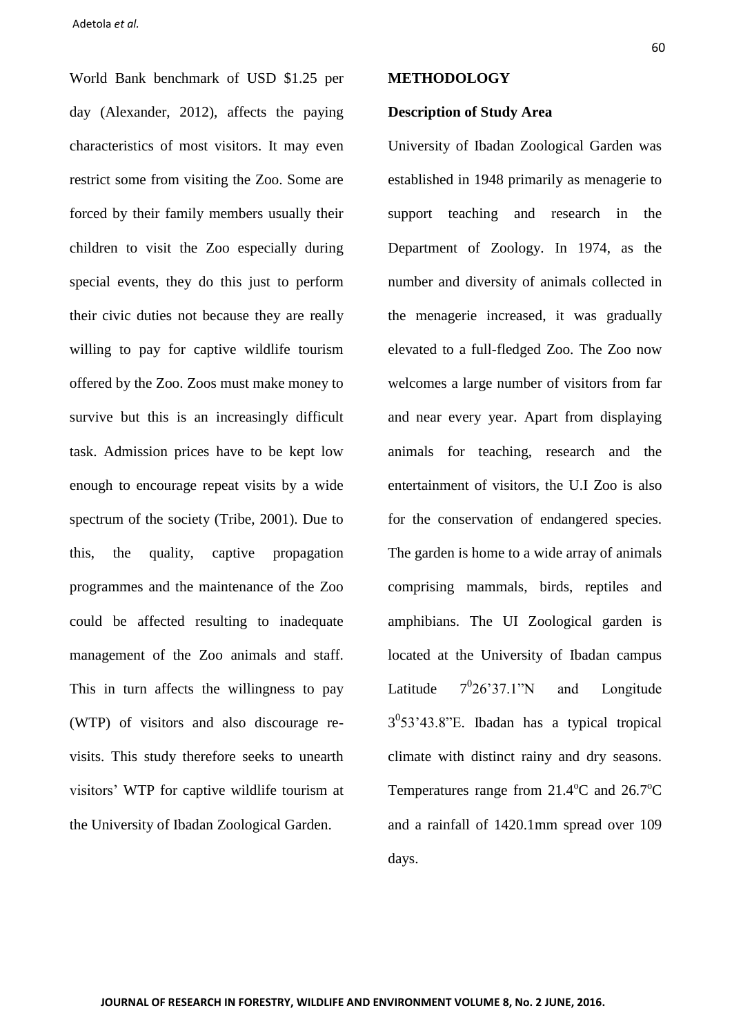World Bank benchmark of USD $1.25 per day (Alexander, 2012), affects the paying characteristics of most visitors. It may even restrict some from visiting the Zoo. Some are forced by their family members usually their children to visit the Zoo especially during special events, they do this just to perform their civic duties not because they are really willing to pay for captive wildlife tourism offered by the Zoo. Zoos must make money to survive but this is an increasingly difficult task. Admission prices have to be kept low enough to encourage repeat visits by a wide spectrum of the society (Tribe, 2001). Due to this, the quality, captive propagation programmes and the maintenance of the Zoo could be affected resulting to inadequate management of the Zoo animals and staff. This in turn affects the willingness to pay (WTP) of visitors and also discourage re-visits. This study therefore seeks to unearth visitors' WTP for captive wildlife tourism at the University of Ibadan Zoological Garden.

## METHODOLOGY

### Description of Study Area

University of Ibadan Zoological Garden was established in 1948 primarily as menagerie to support teaching and research in the Department of Zoology. In 1974, as the number and diversity of animals collected in the menagerie increased, it was gradually elevated to a full-fledged Zoo. The Zoo now welcomes a large number of visitors from far and near every year. Apart from displaying animals for teaching, research and the entertainment of visitors, the U.I Zoo is also for the conservation of endangered species. The garden is home to a wide array of animals comprising mammals, birds, reptiles and amphibians. The UI Zoological garden is located at the University of Ibadan campus Latitude $7^{0}26'37.1"$N and Longitude $3^{0}53'43.8"$E. Ibadan has a typical tropical climate with distinct rainy and dry seasons. Temperatures range from $21.4^{o}$C and $26.7^{o}$C and a rainfall of 1420.1mm spread over 109 days.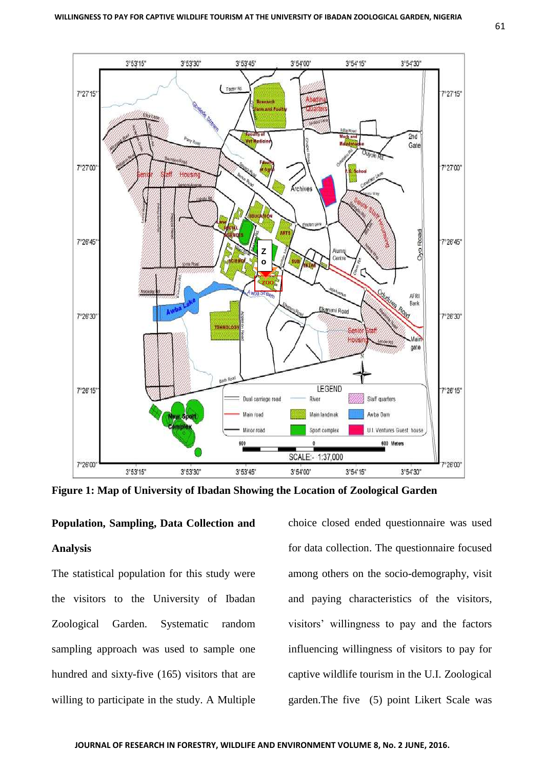**Figure 1: Map of University of Ibadan Showing the Location of Zoological Garden**

## Population, Sampling, Data Collection and Analysis

The statistical population for this study were the visitors to the University of Ibadan Zoological Garden. Systematic random sampling approach was used to sample one hundred and sixty-five (165) visitors that are willing to participate in the study. A Multiple choice closed ended questionnaire was used for data collection. The questionnaire focused among others on the socio-demography, visit and paying characteristics of the visitors, visitors' willingness to pay and the factors influencing willingness of visitors to pay for captive wildlife tourism in the U.I. Zoological garden.The five (5) point Likert Scale was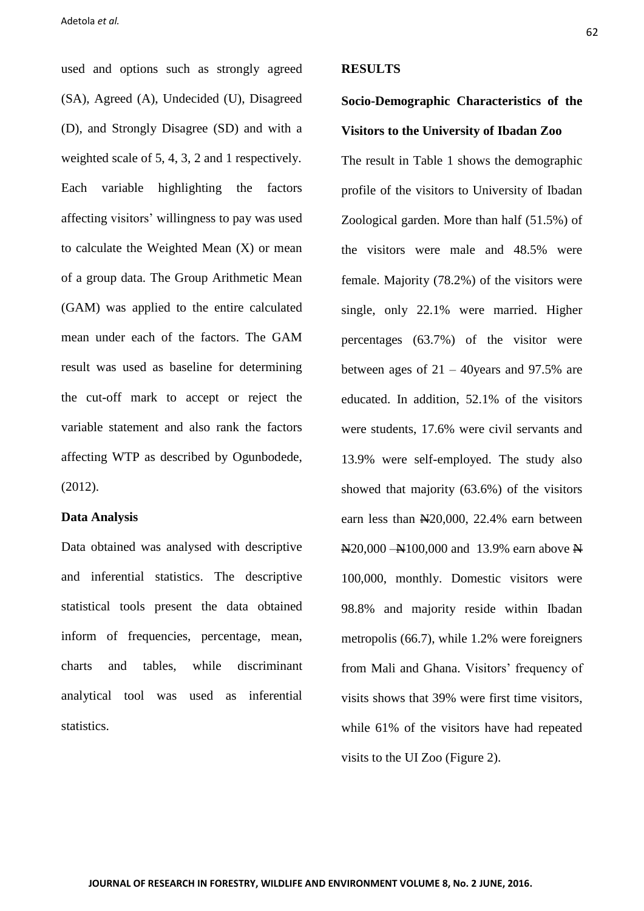used and options such as strongly agreed (SA), Agreed (A), Undecided (U), Disagreed (D), and Strongly Disagree (SD) and with a weighted scale of 5, 4, 3, 2 and 1 respectively. Each variable highlighting the factors affecting visitors' willingness to pay was used to calculate the Weighted Mean (X) or mean of a group data. The Group Arithmetic Mean (GAM) was applied to the entire calculated mean under each of the factors. The GAM result was used as baseline for determining the cut-off mark to accept or reject the variable statement and also rank the factors affecting WTP as described by Ogunbodede, (2012).

### Data Analysis

Data obtained was analysed with descriptive and inferential statistics. The descriptive statistical tools present the data obtained inform of frequencies, percentage, mean, charts and tables, while discriminant analytical tool was used as inferential statistics.

## RESULTS

### Socio-Demographic Characteristics of the Visitors to the University of Ibadan Zoo

The result in Table 1 shows the demographic profile of the visitors to University of Ibadan Zoological garden. More than half (51.5%) of the visitors were male and 48.5% were female. Majority (78.2%) of the visitors were single, only 22.1% were married. Higher percentages (63.7%) of the visitor were between ages of 21 – 40years and 97.5% are educated. In addition, 52.1% of the visitors were students, 17.6% were civil servants and 13.9% were self-employed. The study also showed that majority (63.6%) of the visitors earn less than ₦20,000, 22.4% earn between ₦20,000 – ₦100,000 and 13.9% earn above ₦ 100,000, monthly. Domestic visitors were 98.8% and majority reside within Ibadan metropolis (66.7), while 1.2% were foreigners from Mali and Ghana. Visitors' frequency of visits shows that 39% were first time visitors, while 61% of the visitors have had repeated visits to the UI Zoo (Figure 2).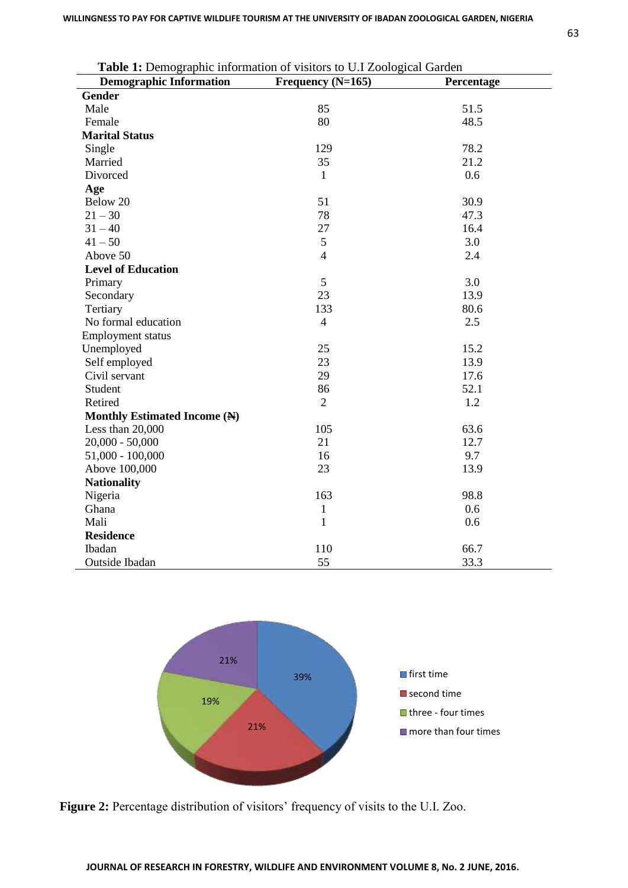**Table 1:** Demographic information of visitors to U.I Zoological Garden

| Demographic Information | Frequency (N=165) | Percentage |
|---|---|---|
| **Gender** | | |
| Male | 85 | 51.5 |
| Female | 80 | 48.5 |
| **Marital Status** | | |
| Single | 129 | 78.2 |
| Married | 35 | 21.2 |
| Divorced | 1 | 0.6 |
| **Age** | | |
| Below 20 | 51 | 30.9 |
| 21 – 30 | 78 | 47.3 |
| 31 – 40 | 27 | 16.4 |
| 41 – 50 | 5 | 3.0 |
| Above 50 | 4 | 2.4 |
| **Level of Education** | | |
| Primary | 5 | 3.0 |
| Secondary | 23 | 13.9 |
| Tertiary | 133 | 80.6 |
| No formal education | 4 | 2.5 |
| Employment status | | |
| Unemployed | 25 | 15.2 |
| Self employed | 23 | 13.9 |
| Civil servant | 29 | 17.6 |
| Student | 86 | 52.1 |
| Retired | 2 | 1.2 |
| **Monthly Estimated Income (₦)** | | |
| Less than 20,000 | 105 | 63.6 |
| 20,000 - 50,000 | 21 | 12.7 |
| 51,000 - 100,000 | 16 | 9.7 |
| Above 100,000 | 23 | 13.9 |
| **Nationality** | | |
| Nigeria | 163 | 98.8 |
| Ghana | 1 | 0.6 |
| Mali | 1 | 0.6 |
| **Residence** | | |
| Ibadan | 110 | 66.7 |
| Outside Ibadan | 55 | 33.3 |

**Figure 2:** Percentage distribution of visitors' frequency of visits to the U.I. Zoo.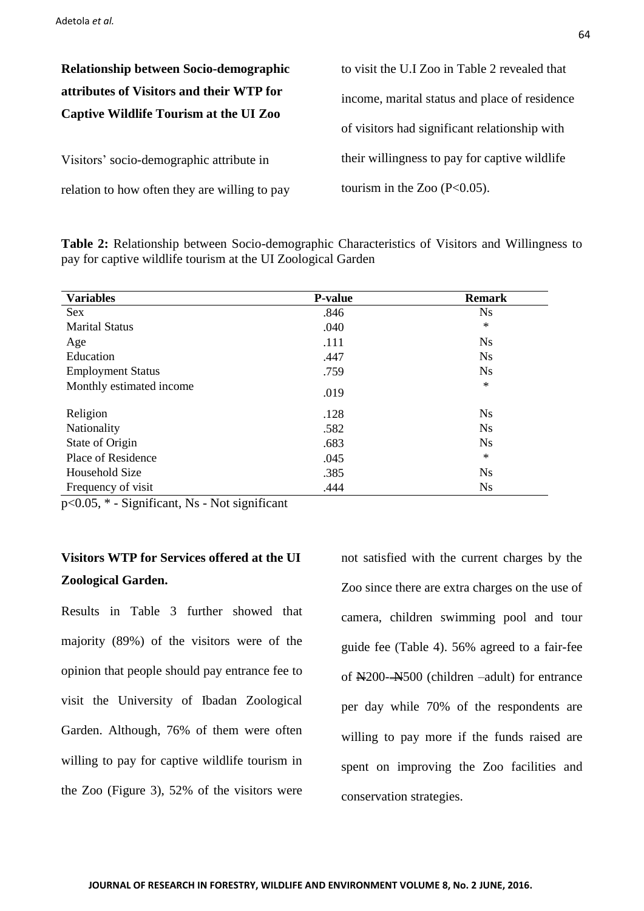### Relationship between Socio-demographic attributes of Visitors and their WTP for Captive Wildlife Tourism at the UI Zoo

Visitors' socio-demographic attribute in relation to how often they are willing to pay to visit the U.I Zoo in Table 2 revealed that income, marital status and place of residence of visitors had significant relationship with their willingness to pay for captive wildlife tourism in the Zoo ($P<0.05$).

**Table 2:** Relationship between Socio-demographic Characteristics of Visitors and Willingness to pay for captive wildlife tourism at the UI Zoological Garden

| Variables | P-value | Remark |
|---|---|---|
| Sex | .846 | Ns |
| Marital Status | .040 | * |
| Age | .111 | Ns |
| Education | .447 | Ns |
| Employment Status | .759 | Ns |
| Monthly estimated income | .019 | * |
| Religion | .128 | Ns |
| Nationality | .582 | Ns |
| State of Origin | .683 | Ns |
| Place of Residence | .045 | * |
| Household Size | .385 | Ns |
| Frequency of visit | .444 | Ns |

$p<0.05$, * - Significant, Ns - Not significant

### Visitors WTP for Services offered at the UI Zoological Garden.

Results in Table 3 further showed that majority (89%) of the visitors were of the opinion that people should pay entrance fee to visit the University of Ibadan Zoological Garden. Although, 76% of them were often willing to pay for captive wildlife tourism in the Zoo (Figure 3), 52% of the visitors were not satisfied with the current charges by the Zoo since there are extra charges on the use of camera, children swimming pool and tour guide fee (Table 4). 56% agreed to a fair-fee of ₦200-₦500 (children –adult) for entrance per day while 70% of the respondents are willing to pay more if the funds raised are spent on improving the Zoo facilities and conservation strategies.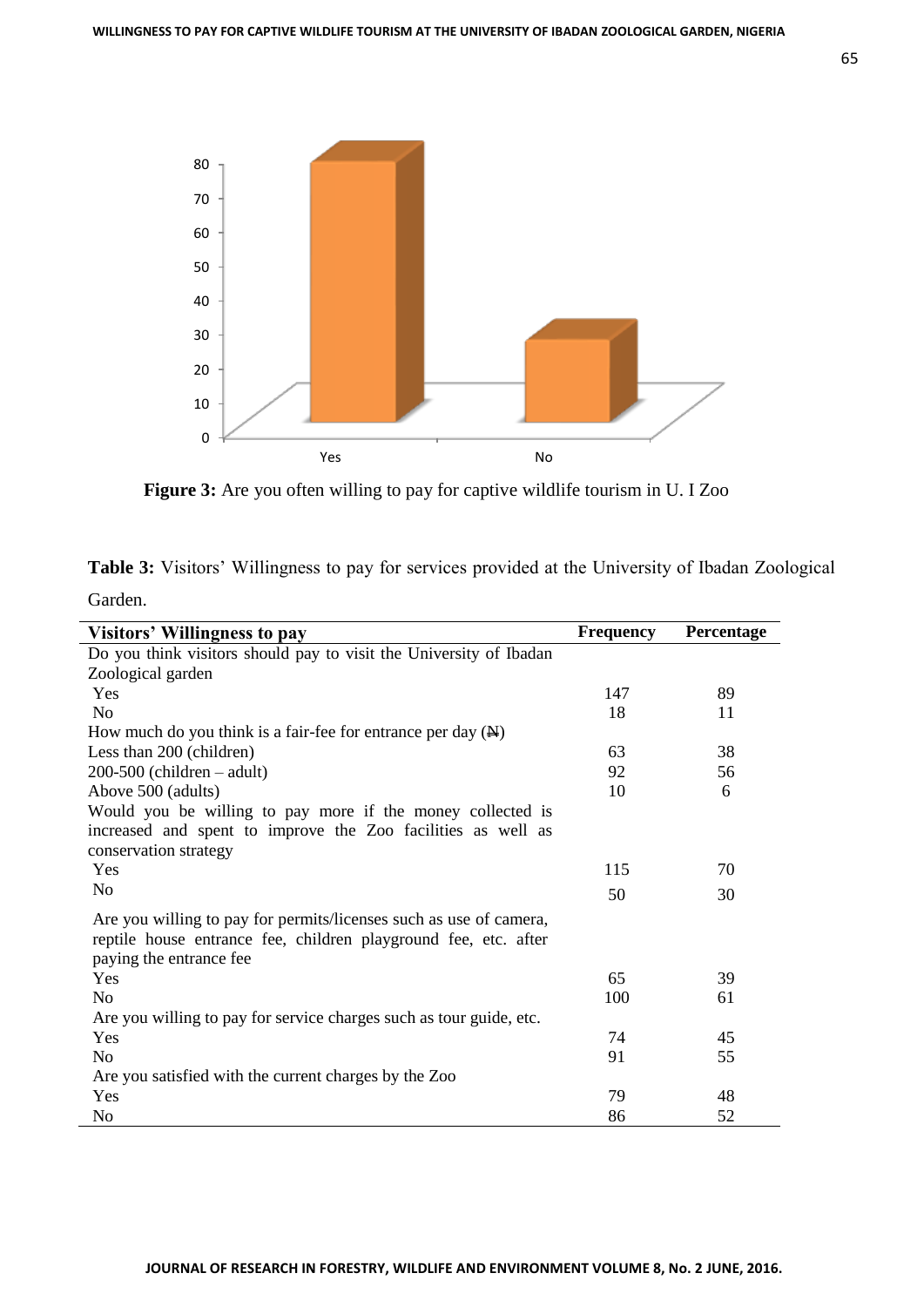**Figure 3:** Are you often willing to pay for captive wildlife tourism in U. I Zoo

**Table 3:** Visitors' Willingness to pay for services provided at the University of Ibadan Zoological Garden.

| Visitors' Willingness to pay | Frequency | Percentage |
|---|---|---|
| Do you think visitors should pay to visit the University of Ibadan Zoological garden | | |
| Yes | 147 | 89 |
| No | 18 | 11 |
| How much do you think is a fair-fee for entrance per day (₦) | | |
| Less than 200 (children) | 63 | 38 |
| 200-500 (children – adult) | 92 | 56 |
| Above 500 (adults) | 10 | 6 |
| Would you be willing to pay more if the money collected is increased and spent to improve the Zoo facilities as well as conservation strategy | | |
| Yes | 115 | 70 |
| No | 50 | 30 |
| Are you willing to pay for permits/licenses such as use of camera, reptile house entrance fee, children playground fee, etc. after paying the entrance fee | | |
| Yes | 65 | 39 |
| No | 100 | 61 |
| Are you willing to pay for service charges such as tour guide, etc. | | |
| Yes | 74 | 45 |
| No | 91 | 55 |
| Are you satisfied with the current charges by the Zoo | | |
| Yes | 79 | 48 |
| No | 86 | 52 |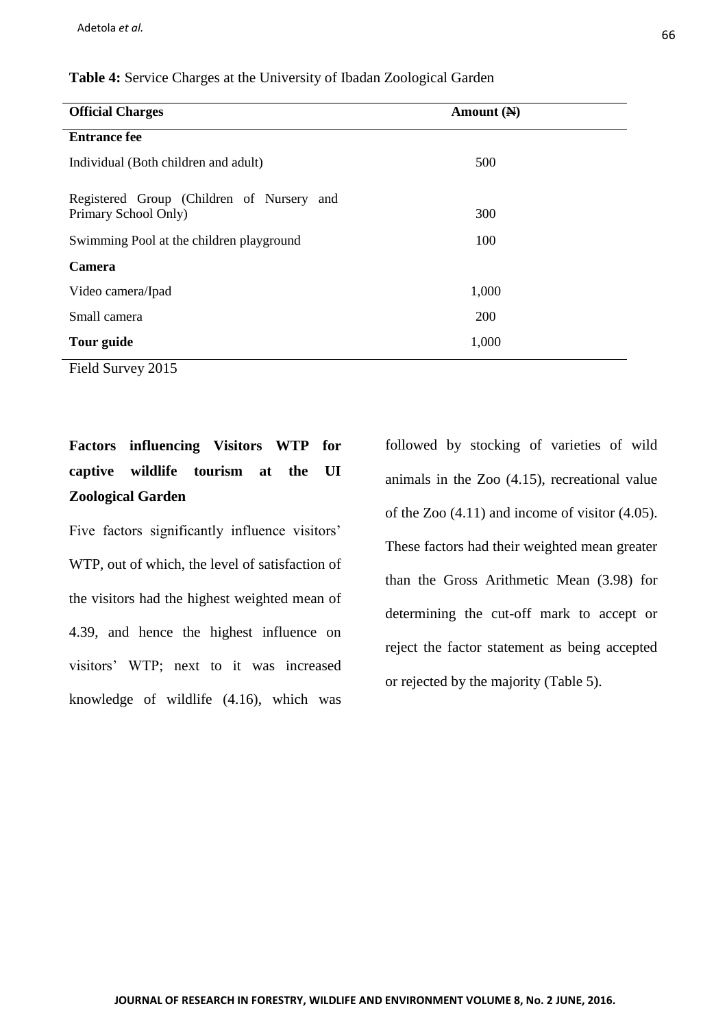**Table 4:** Service Charges at the University of Ibadan Zoological Garden

| Official Charges | Amount (₦) |
|---|---|
| **Entrance fee** | |
| Individual (Both children and adult) | 500 |
| Registered Group (Children of Nursery and Primary School Only) | 300 |
| Swimming Pool at the children playground | 100 |
| **Camera** | |
| Video camera/Ipad | 1,000 |
| Small camera | 200 |
| **Tour guide** | 1,000 |

Field Survey 2015

### Factors influencing Visitors WTP for captive wildlife tourism at the UI Zoological Garden

Five factors significantly influence visitors' WTP, out of which, the level of satisfaction of the visitors had the highest weighted mean of 4.39, and hence the highest influence on visitors' WTP; next to it was increased knowledge of wildlife (4.16), which was followed by stocking of varieties of wild animals in the Zoo (4.15), recreational value of the Zoo (4.11) and income of visitor (4.05). These factors had their weighted mean greater than the Gross Arithmetic Mean (3.98) for determining the cut-off mark to accept or reject the factor statement as being accepted or rejected by the majority (Table 5).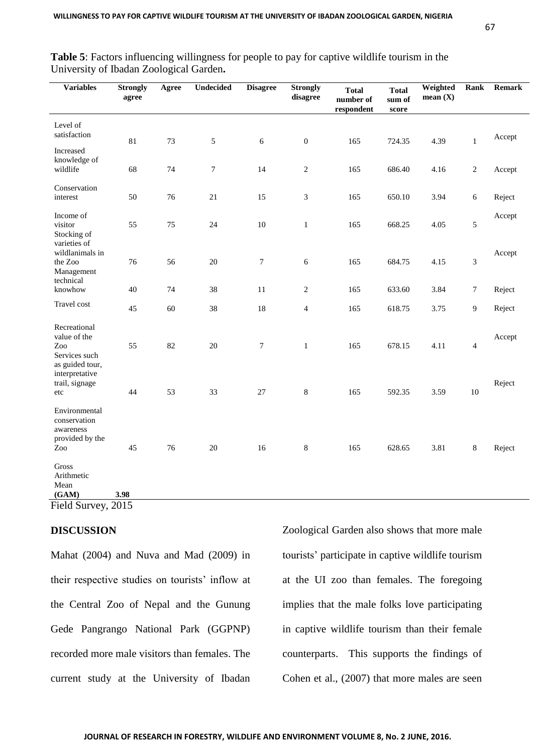**Table 5**: Factors influencing willingness for people to pay for captive wildlife tourism in the University of Ibadan Zoological Garden**.**

| Variables | Strongly agree | Agree | Undecided | Disagree | Strongly disagree | Total number of respondent | Total sum of score | Weighted mean (X) | Rank | Remark |
|---|---|---|---|---|---|---|---|---|---|---|
| Level of satisfaction | 81 | 73 | 5 | 6 | 0 | 165 | 724.35 | 4.39 | 1 | Accept |
| Increased knowledge of wildlife | 68 | 74 | 7 | 14 | 2 | 165 | 686.40 | 4.16 | 2 | Accept |
| Conservation interest | 50 | 76 | 21 | 15 | 3 | 165 | 650.10 | 3.94 | 6 | Reject |
| Income of visitor | 55 | 75 | 24 | 10 | 1 | 165 | 668.25 | 4.05 | 5 | Accept |
| Stocking of varieties of wildlanimals in the Zoo | 76 | 56 | 20 | 7 | 6 | 165 | 684.75 | 4.15 | 3 | Accept |
| Management technical knowhow | 40 | 74 | 38 | 11 | 2 | 165 | 633.60 | 3.84 | 7 | Reject |
| Travel cost | 45 | 60 | 38 | 18 | 4 | 165 | 618.75 | 3.75 | 9 | Reject |
| Recreational value of the Zoo | 55 | 82 | 20 | 7 | 1 | 165 | 678.15 | 4.11 | 4 | Accept |
| Services such as guided tour, interpretative trail, signage etc | 44 | 53 | 33 | 27 | 8 | 165 | 592.35 | 3.59 | 10 | Reject |
| Environmental conservation awareness provided by the Zoo | 45 | 76 | 20 | 16 | 8 | 165 | 628.65 | 3.81 | 8 | Reject |
| Gross Arithmetic Mean **(GAM)** | **3.98** | | | | | | | | | |

Field Survey, 2015

## DISCUSSION

Mahat (2004) and Nuva and Mad (2009) in their respective studies on tourists' inflow at the Central Zoo of Nepal and the Gunung Gede Pangrango National Park (GGPNP) recorded more male visitors than females. The current study at the University of Ibadan Zoological Garden also shows that more male tourists' participate in captive wildlife tourism at the UI zoo than females. The foregoing implies that the male folks love participating in captive wildlife tourism than their female counterparts. This supports the findings of Cohen et al., (2007) that more males are seen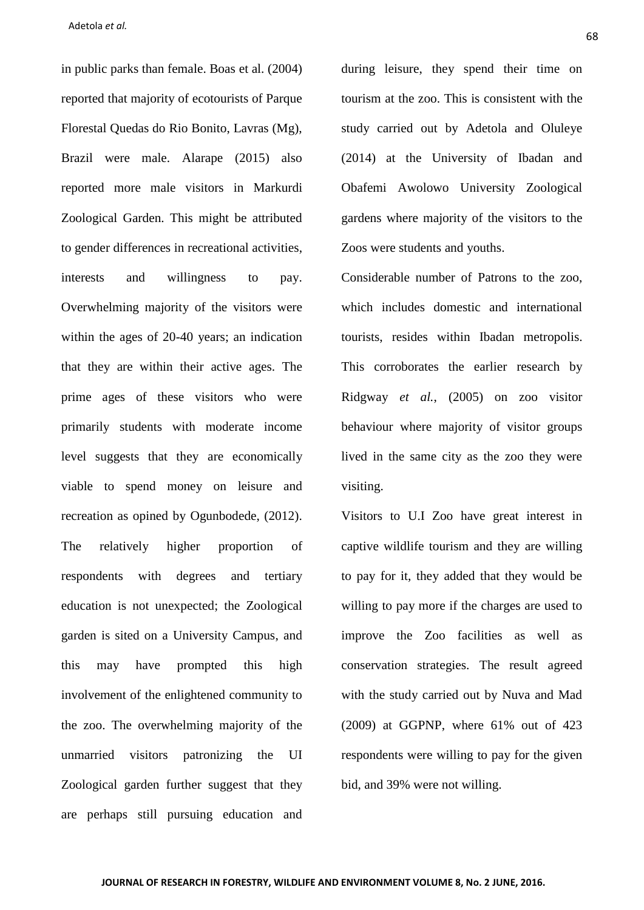in public parks than female. Boas et al. (2004) reported that majority of ecotourists of Parque Florestal Quedas do Rio Bonito, Lavras (Mg), Brazil were male. Alarape (2015) also reported more male visitors in Markurdi Zoological Garden. This might be attributed to gender differences in recreational activities, interests and willingness to pay. Overwhelming majority of the visitors were within the ages of 20-40 years; an indication that they are within their active ages. The prime ages of these visitors who were primarily students with moderate income level suggests that they are economically viable to spend money on leisure and recreation as opined by Ogunbodede, (2012). The relatively higher proportion of respondents with degrees and tertiary education is not unexpected; the Zoological garden is sited on a University Campus, and this may have prompted this high involvement of the enlightened community to the zoo. The overwhelming majority of the unmarried visitors patronizing the UI Zoological garden further suggest that they are perhaps still pursuing education and during leisure, they spend their time on tourism at the zoo. This is consistent with the study carried out by Adetola and Oluleye (2014) at the University of Ibadan and Obafemi Awolowo University Zoological gardens where majority of the visitors to the Zoos were students and youths.

Considerable number of Patrons to the zoo, which includes domestic and international tourists, resides within Ibadan metropolis. This corroborates the earlier research by Ridgway *et al.*, (2005) on zoo visitor behaviour where majority of visitor groups lived in the same city as the zoo they were visiting.

Visitors to U.I Zoo have great interest in captive wildlife tourism and they are willing to pay for it, they added that they would be willing to pay more if the charges are used to improve the Zoo facilities as well as conservation strategies. The result agreed with the study carried out by Nuva and Mad (2009) at GGPNP, where 61% out of 423 respondents were willing to pay for the given bid, and 39% were not willing.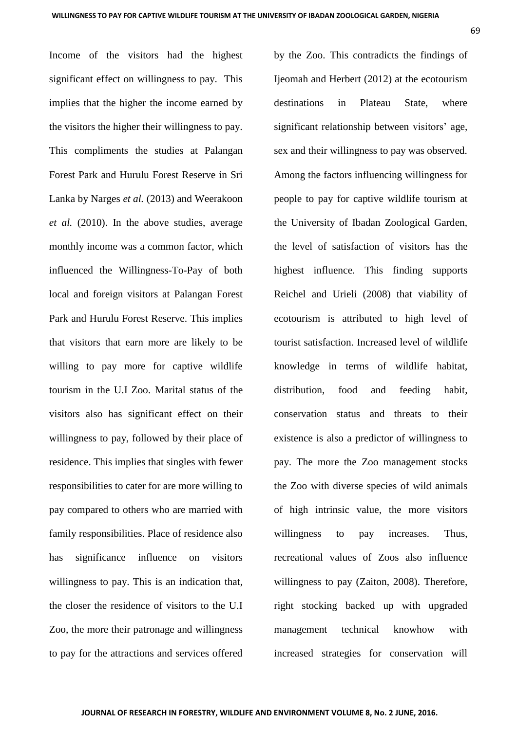Income of the visitors had the highest significant effect on willingness to pay. This implies that the higher the income earned by the visitors the higher their willingness to pay. This compliments the studies at Palangan Forest Park and Hurulu Forest Reserve in Sri Lanka by Narges *et al.* (2013) and Weerakoon *et al.* (2010). In the above studies, average monthly income was a common factor, which influenced the Willingness-To-Pay of both local and foreign visitors at Palangan Forest Park and Hurulu Forest Reserve. This implies that visitors that earn more are likely to be willing to pay more for captive wildlife tourism in the U.I Zoo. Marital status of the visitors also has significant effect on their willingness to pay, followed by their place of residence. This implies that singles with fewer responsibilities to cater for are more willing to pay compared to others who are married with family responsibilities. Place of residence also has significance influence on visitors willingness to pay. This is an indication that, the closer the residence of visitors to the U.I Zoo, the more their patronage and willingness to pay for the attractions and services offered by the Zoo. This contradicts the findings of Ijeomah and Herbert (2012) at the ecotourism destinations in Plateau State, where significant relationship between visitors' age, sex and their willingness to pay was observed. Among the factors influencing willingness for people to pay for captive wildlife tourism at the University of Ibadan Zoological Garden, the level of satisfaction of visitors has the highest influence. This finding supports Reichel and Urieli (2008) that viability of ecotourism is attributed to high level of tourist satisfaction. Increased level of wildlife knowledge in terms of wildlife habitat, distribution, food and feeding habit, conservation status and threats to their existence is also a predictor of willingness to pay. The more the Zoo management stocks the Zoo with diverse species of wild animals of high intrinsic value, the more visitors willingness to pay increases. Thus, recreational values of Zoos also influence willingness to pay (Zaiton, 2008). Therefore, right stocking backed up with upgraded management technical knowhow with increased strategies for conservation will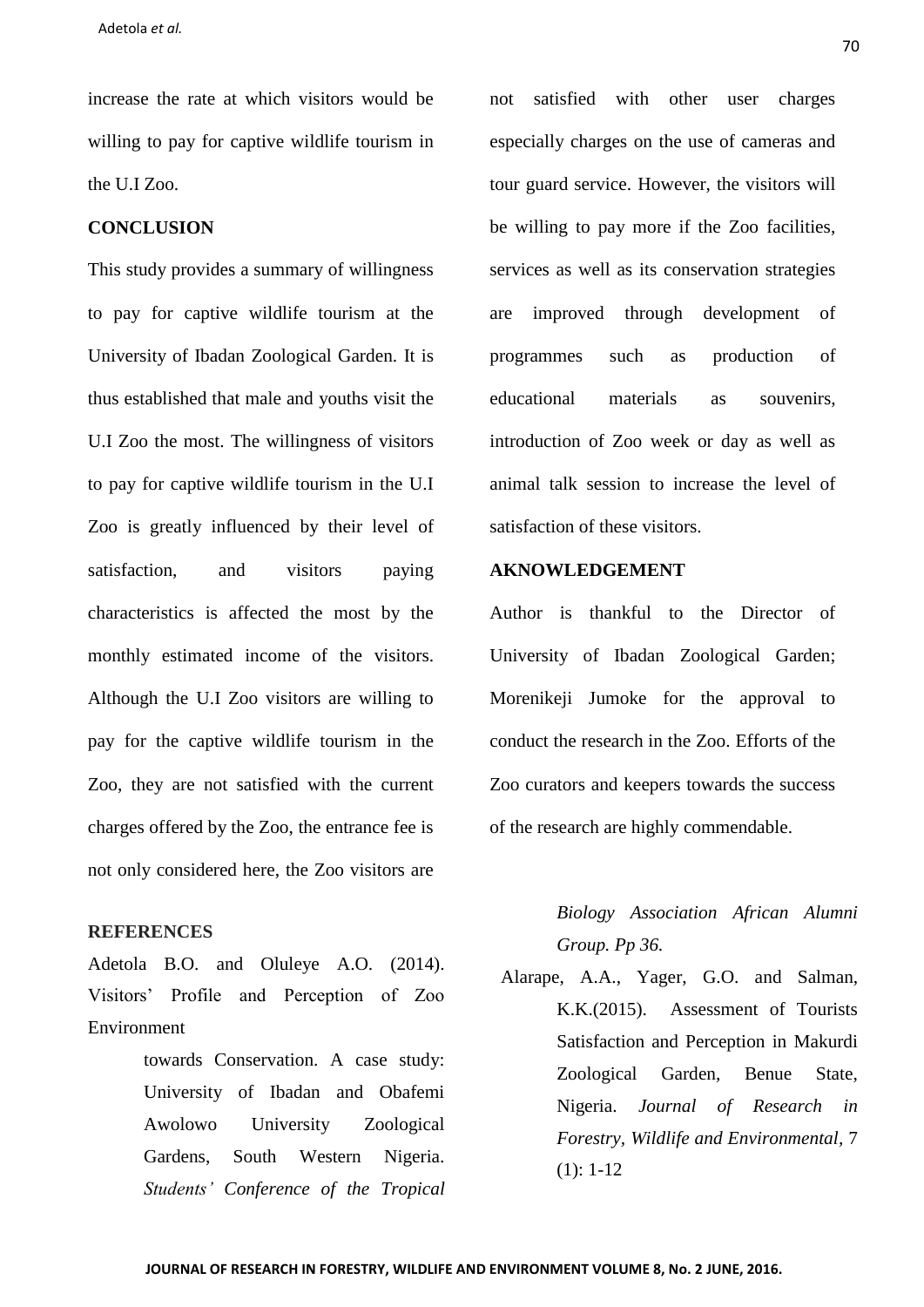increase the rate at which visitors would be willing to pay for captive wildlife tourism in the U.I Zoo.

## CONCLUSION

This study provides a summary of willingness to pay for captive wildlife tourism at the University of Ibadan Zoological Garden. It is thus established that male and youths visit the U.I Zoo the most. The willingness of visitors to pay for captive wildlife tourism in the U.I Zoo is greatly influenced by their level of satisfaction, and visitors paying characteristics is affected the most by the monthly estimated income of the visitors. Although the U.I Zoo visitors are willing to pay for the captive wildlife tourism in the Zoo, they are not satisfied with the current charges offered by the Zoo, the entrance fee is not only considered here, the Zoo visitors are not satisfied with other user charges especially charges on the use of cameras and tour guard service. However, the visitors will be willing to pay more if the Zoo facilities, services as well as its conservation strategies are improved through development of programmes such as production of educational materials as souvenirs, introduction of Zoo week or day as well as animal talk session to increase the level of satisfaction of these visitors.

## AKNOWLEDGEMENT

Author is thankful to the Director of University of Ibadan Zoological Garden; Morenikeji Jumoke for the approval to conduct the research in the Zoo. Efforts of the Zoo curators and keepers towards the success of the research are highly commendable.

## REFERENCES

Adetola B.O. and Oluleye A.O. (2014). Visitors' Profile and Perception of Zoo Environment towards Conservation. A case study: University of Ibadan and Obafemi Awolowo University Zoological Gardens, South Western Nigeria. *Students' Conference of the Tropical Biology Association African Alumni Group. Pp 36.*

Alarape, A.A., Yager, G.O. and Salman, K.K.(2015). Assessment of Tourists Satisfaction and Perception in Makurdi Zoological Garden, Benue State, Nigeria. *Journal of Research in Forestry, Wildlife and Environmental*, 7 (1): 1-12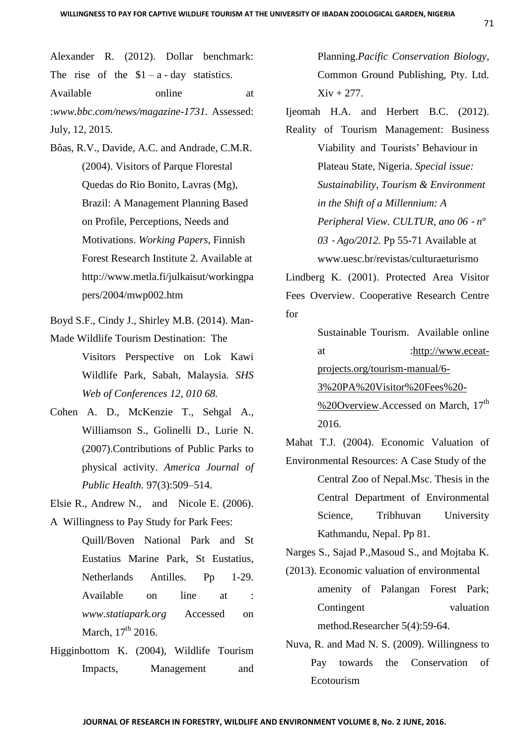Alexander R. (2012). Dollar benchmark: The rise of the $1 – a - day statistics. Available online at :*www.bbc.com/news/magazine-1731.* Assessed: July, 12, 2015.

Bôas, R.V., Davide, A.C. and Andrade, C.M.R. (2004). Visitors of Parque Florestal Quedas do Rio Bonito, Lavras (Mg), Brazil: A Management Planning Based on Profile, Perceptions, Needs and Motivations. *Working Papers*, Finnish Forest Research Institute 2. Available at http://www.metla.fi/julkaisut/workingpapers/2004/mwp002.htm

Boyd S.F., Cindy J., Shirley M.B. (2014). Man-Made Wildlife Tourism Destination: The Visitors Perspective on Lok Kawi Wildlife Park, Sabah, Malaysia. *SHS Web of Conferences 12, 010 68.*

Cohen A. D., McKenzie T., Sehgal A., Williamson S., Golinelli D., Lurie N. (2007).Contributions of Public Parks to physical activity. *America Journal of Public Health.* 97(3):509–514.

Elsie R., Andrew N., and Nicole E. (2006). A Willingness to Pay Study for Park Fees: Quill/Boven National Park and St Eustatius Marine Park, St Eustatius, Netherlands Antilles. Pp 1-29. Available on line at : *www.statiapark.org* Accessed on March, 17th 2016.

Higginbottom K. (2004), Wildlife Tourism Impacts, Management and Planning.*Pacific Conservation Biology*, Common Ground Publishing, Pty. Ltd. Xiv + 277.

Ijeomah H.A. and Herbert B.C. (2012). Reality of Tourism Management: Business Viability and Tourists' Behaviour in Plateau State, Nigeria. *Special issue: Sustainability, Tourism & Environment in the Shift of a Millennium: A Peripheral View. CULTUR, ano 06 - nº 03 - Ago/2012.* Pp 55-71 Available at www.uesc.br/revistas/culturaeturismo

Lindberg K. (2001). Protected Area Visitor Fees Overview. Cooperative Research Centre for Sustainable Tourism. Available online at :http://www.eceat-projects.org/tourism-manual/6-3%20PA%20Visitor%20Fees%20-%20Overview.Accessed on March, 17th 2016.

Mahat T.J. (2004). Economic Valuation of Environmental Resources: A Case Study of the Central Zoo of Nepal.Msc. Thesis in the Central Department of Environmental Science, Tribhuvan University Kathmandu, Nepal. Pp 81.

Narges S., Sajad P.,Masoud S., and Mojtaba K. (2013). Economic valuation of environmental amenity of Palangan Forest Park; Contingent valuation method.Researcher 5(4):59-64.

Nuva, R. and Mad N. S. (2009). Willingness to Pay towards the Conservation of Ecotourism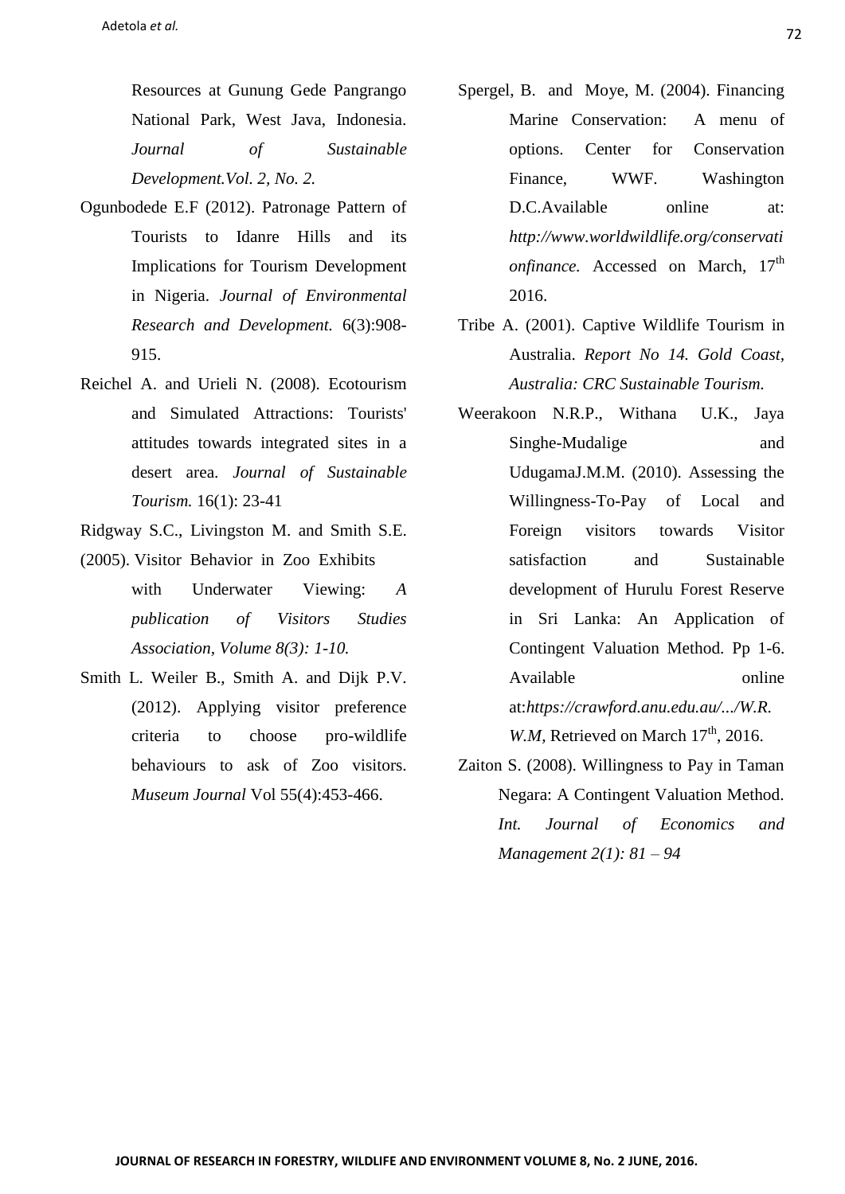Resources at Gunung Gede Pangrango National Park, West Java, Indonesia. *Journal of Sustainable Development.Vol. 2, No. 2.*

Ogunbodede E.F (2012). Patronage Pattern of Tourists to Idanre Hills and its Implications for Tourism Development in Nigeria. *Journal of Environmental Research and Development.* 6(3):908-915.

Reichel A. and Urieli N. (2008). Ecotourism and Simulated Attractions: Tourists' attitudes towards integrated sites in a desert area. *Journal of Sustainable Tourism.* 16(1): 23-41

Ridgway S.C., Livingston M. and Smith S.E. (2005). Visitor Behavior in Zoo Exhibits with Underwater Viewing: *A publication of Visitors Studies Association, Volume 8(3): 1-10.*

Smith L. Weiler B., Smith A. and Dijk P.V. (2012). Applying visitor preference criteria to choose pro-wildlife behaviours to ask of Zoo visitors. *Museum Journal* Vol 55(4):453-466.

Spergel, B. and Moye, M. (2004). Financing Marine Conservation: A menu of options. Center for Conservation Finance, WWF. Washington D.C.Available online at: *http://www.worldwildlife.org/conservationfinance.* Accessed on March, 17th 2016.

Tribe A. (2001). Captive Wildlife Tourism in Australia. *Report No 14. Gold Coast, Australia: CRC Sustainable Tourism.*

Weerakoon N.R.P., Withana U.K., Jaya Singhe-Mudalige and UdugamaJ.M.M. (2010). Assessing the Willingness-To-Pay of Local and Foreign visitors towards Visitor satisfaction and Sustainable development of Hurulu Forest Reserve in Sri Lanka: An Application of Contingent Valuation Method. Pp 1-6. Available online at:*https://crawford.anu.edu.au/.../W.R. W.M*, Retrieved on March 17th, 2016.

Zaiton S. (2008). Willingness to Pay in Taman Negara: A Contingent Valuation Method. *Int. Journal of Economics and Management 2(1): 81 – 94*